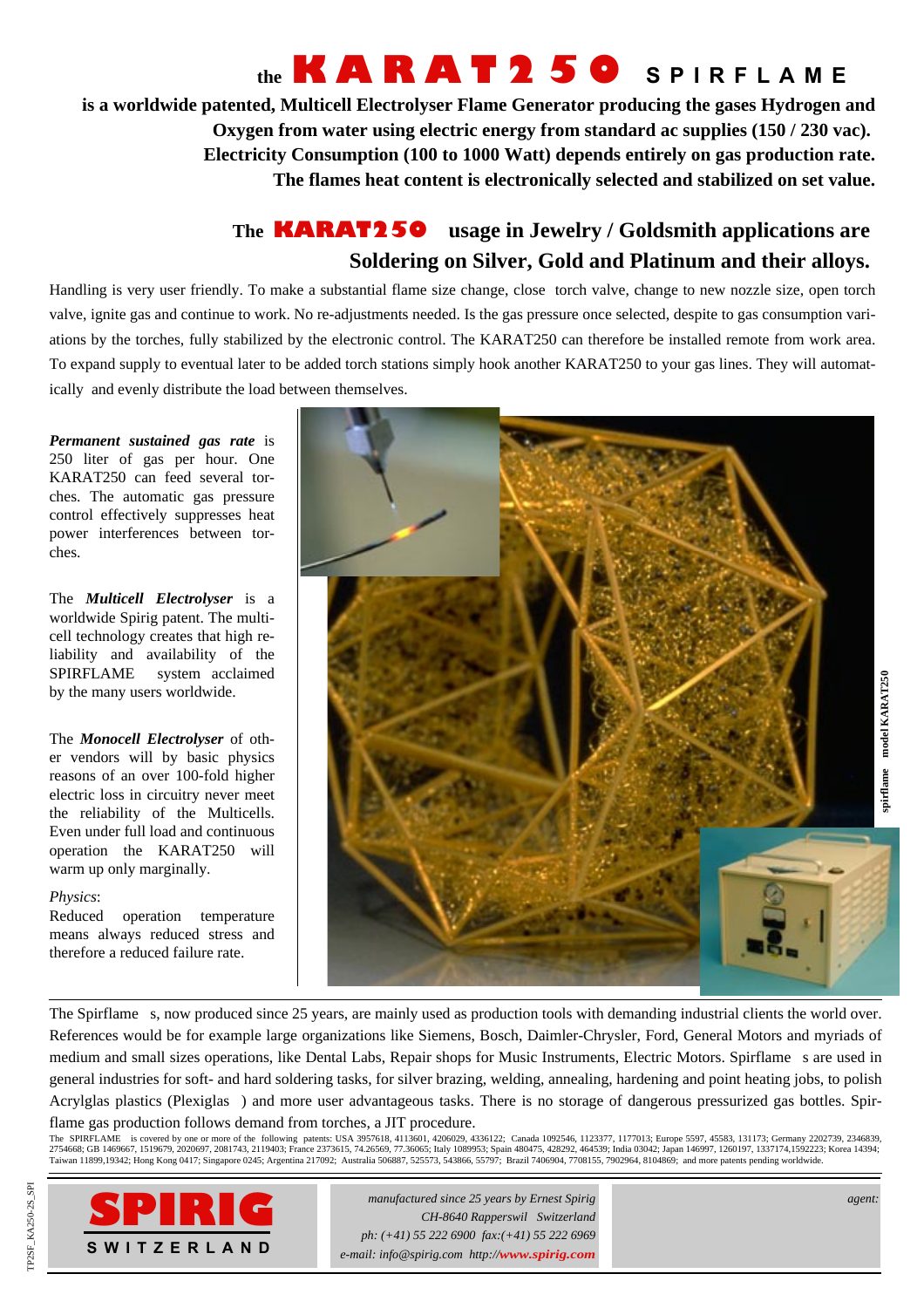# the KARAT250 SPIRFLAME

**is a worldwide patented, Multicell Electrolyser Flame Generator producing the gases Hydrogen and Oxygen from water using electric energy from standard ac supplies (150 / 230 vac). Electricity Consumption (100 to 1000 Watt) depends entirely on gas production rate. The flames heat content is electronically selected and stabilized on set value.**

## The KARAT250 usage in Jewelry / Goldsmith applications are Soldering on Silver, Gold and Platinum and their alloys.

Handling is very user friendly. To make a substantial flame size change, close torch valve, change to new nozzle size, open torch valve, ignite gas and continue to work. No re-adjustments needed. Is the gas pressure once selected, despite to gas consumption variations by the torches, fully stabilized by the electronic control. The KARAT250 can therefore be installed remote from work area. To expand supply to eventual later to be added torch stations simply hook another KARAT250 to your gas lines. They will automatically and evenly distribute the load between themselves.

***Permanent sustained gas rate*** is 250 liter of gas per hour. One KARAT250 can feed several torches. The automatic gas pressure control effectively suppresses heat power interferences between torches.

The ***Multicell Electrolyser*** is a worldwide Spirig patent. The multicell technology creates that high reliability and availability of the SPIRFLAME system acclaimed by the many users worldwide.

The ***Monocell Electrolyser*** of other vendors will by basic physics reasons of an over 100-fold higher electric loss in circuitry never meet the reliability of the Multicells. Even under full load and continuous operation the KARAT250 will warm up only marginally.

*Physics*:
Reduced operation temperature means always reduced stress and therefore a reduced failure rate.

spirflame model KARAT250

The Spirflame s, now produced since 25 years, are mainly used as production tools with demanding industrial clients the world over. References would be for example large organizations like Siemens, Bosch, Daimler-Chrysler, Ford, General Motors and myriads of medium and small sizes operations, like Dental Labs, Repair shops for Music Instruments, Electric Motors. Spirflame s are used in general industries for soft- and hard soldering tasks, for silver brazing, welding, annealing, hardening and point heating jobs, to polish Acrylglas plastics (Plexiglas ) and more user advantageous tasks. There is no storage of dangerous pressurized gas bottles. Spirflame gas production follows demand from torches, a JIT procedure.

The SPIRFLAME is covered by one or more of the following patents: USA 3957618, 4113601, 4206029, 4336122; Canada 1092546, 1123377, 1177013; Europe 5597, 45583, 131173; Germany 2202739, 2346839, 2754668; GB 1469667, 1519679, 2020697, 2081743, 2119403; France 2373615, 74.26569, 77.36065; Italy 1089953; Spain 480475, 428292, 464539; India 03042; Japan 146997, 1260197, 1337174,1592223; Korea 14394; Taiwan 11899,19342; Hong Kong 0417; Singapore 0245; Argentina 217092; Australia 506887, 525573, 543866, 55797; Brazil 7406904, 7708155, 7902964, 8104869; and more patents pending worldwide.

**SPIRIG**
**SWITZERLAND**

*manufactured since 25 years by Ernest Spirig*
*CH-8640 Rapperswil Switzerland*
*ph: (+41) 55 222 6900 fax:(+41) 55 222 6969*
*e-mail: info@spirig.com http://www.spirig.com*

*agent:*

TP2SF_KA250-2S_SPI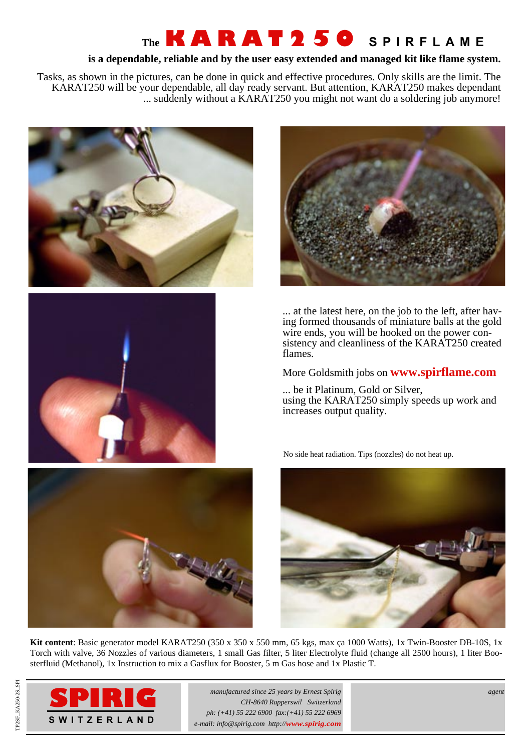# The KARAT 250 SPIRFLAME

**is a dependable, reliable and by the user easy extended and managed kit like flame system.**

Tasks, as shown in the pictures, can be done in quick and effective procedures. Only skills are the limit. The KARAT250 will be your dependable, all day ready servant. But attention, KARAT250 makes dependant ... suddenly without a KARAT250 you might not want do a soldering job anymore!

... at the latest here, on the job to the left, after having formed thousands of miniature balls at the gold wire ends, you will be hooked on the power consistency and cleanliness of the KARAT250 created flames.

More Goldsmith jobs on **www.spirflame.com**

... be it Platinum, Gold or Silver,
using the KARAT250 simply speeds up work and increases output quality.

No side heat radiation. Tips (nozzles) do not heat up.

**Kit content**: Basic generator model KARAT250 (350 x 350 x 550 mm, 65 kgs, max ça 1000 Watts), 1x Twin-Booster DB-10S, 1x Torch with valve, 36 Nozzles of various diameters, 1 small Gas filter, 5 liter Electrolyte fluid (change all 2500 hours), 1 liter Boosterfluid (Methanol), 1x Instruction to mix a Gasflux for Booster, 5 m Gas hose and 1x Plastic T.

**SPIRIG**
SWITZERLAND

*manufactured since 25 years by Ernest Spirig*
*CH-8640 Rapperswil Switzerland*
*ph: (+41) 55 222 6900 fax:(+41) 55 222 6969*
*e-mail: info@spirig.com http://www.spirig.com*

*agent*

TP2SF_KA250-2S_SPI